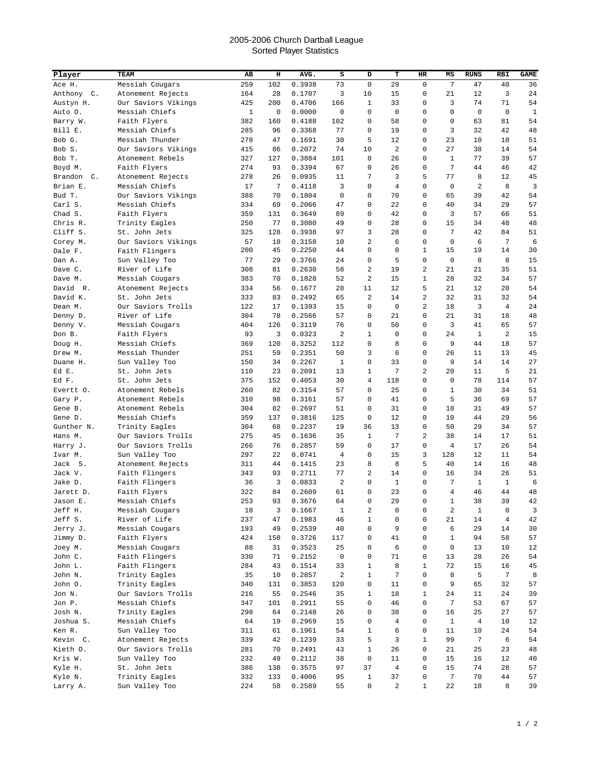# 2005-2006 Church Dartball League
## Sorted Player Statistics

| Player | TEAM | AB | H | AVG. | S | D | T | HR | MS | RUNS | RBI | GAME |
|---|---|---|---|---|---|---|---|---|---|---|---|---|
| Ace H. | Messiah Cougars | 259 | 102 | 0.3938 | 73 | 0 | 29 | 0 | 7 | 47 | 40 | 36 |
| Anthony C. | Atonement Rejects | 164 | 28 | 0.1707 | 3 | 10 | 15 | 0 | 21 | 12 | 3 | 24 |
| Austyn H. | Our Saviors Vikings | 425 | 200 | 0.4706 | 166 | 1 | 33 | 0 | 3 | 74 | 71 | 54 |
| Auto O. | Messiah Chiefs | 1 | 0 | 0.0000 | 0 | 0 | 0 | 0 | 0 | 0 | 0 | 1 |
| Barry W. | Faith Flyers | 382 | 160 | 0.4188 | 102 | 0 | 58 | 0 | 0 | 63 | 81 | 54 |
| Bill E. | Messiah Chiefs | 285 | 96 | 0.3368 | 77 | 0 | 19 | 0 | 3 | 32 | 42 | 48 |
| Bob G. | Messiah Thunder | 278 | 47 | 0.1691 | 30 | 5 | 12 | 0 | 23 | 10 | 10 | 51 |
| Bob S. | Our Saviors Vikings | 415 | 86 | 0.2072 | 74 | 10 | 2 | 0 | 27 | 38 | 14 | 54 |
| Bob T. | Atonement Rebels | 327 | 127 | 0.3884 | 101 | 0 | 26 | 0 | 1 | 77 | 39 | 57 |
| Boyd M. | Faith Flyers | 274 | 93 | 0.3394 | 67 | 0 | 26 | 0 | 7 | 44 | 46 | 42 |
| Brandon C. | Atonement Rejects | 278 | 26 | 0.0935 | 11 | 7 | 3 | 5 | 77 | 8 | 12 | 45 |
| Brian E. | Messiah Chiefs | 17 | 7 | 0.4118 | 3 | 0 | 4 | 0 | 0 | 2 | 8 | 3 |
| Bud T. | Our Saviors Vikings | 388 | 70 | 0.1804 | 0 | 0 | 70 | 0 | 65 | 39 | 42 | 54 |
| Carl S. | Messiah Chiefs | 334 | 69 | 0.2066 | 47 | 0 | 22 | 0 | 40 | 34 | 29 | 57 |
| Chad S. | Faith Flyers | 359 | 131 | 0.3649 | 89 | 0 | 42 | 0 | 3 | 57 | 66 | 51 |
| Chris R. | Trinity Eagles | 250 | 77 | 0.3080 | 49 | 0 | 28 | 0 | 15 | 34 | 48 | 48 |
| Cliff S. | St. John Jets | 325 | 128 | 0.3938 | 97 | 3 | 28 | 0 | 7 | 42 | 84 | 51 |
| Corey M. | Our Saviors Vikings | 57 | 18 | 0.3158 | 10 | 2 | 6 | 0 | 0 | 6 | 7 | 6 |
| Dale F. | Faith Flingers | 200 | 45 | 0.2250 | 44 | 0 | 0 | 1 | 15 | 19 | 14 | 30 |
| Dan A. | Sun Valley Too | 77 | 29 | 0.3766 | 24 | 0 | 5 | 0 | 0 | 8 | 8 | 15 |
| Dave C. | River of Life | 308 | 81 | 0.2630 | 58 | 2 | 19 | 2 | 21 | 21 | 35 | 51 |
| Dave M. | Messiah Cougars | 383 | 70 | 0.1828 | 52 | 2 | 15 | 1 | 28 | 32 | 34 | 57 |
| David R. | Atonement Rejects | 334 | 56 | 0.1677 | 28 | 11 | 12 | 5 | 21 | 12 | 20 | 54 |
| David K. | St. John Jets | 333 | 83 | 0.2492 | 65 | 2 | 14 | 2 | 32 | 31 | 32 | 54 |
| Dean M. | Our Saviors Trolls | 122 | 17 | 0.1393 | 15 | 0 | 0 | 2 | 18 | 3 | 4 | 24 |
| Denny D. | River of Life | 304 | 78 | 0.2566 | 57 | 0 | 21 | 0 | 21 | 31 | 18 | 48 |
| Denny V. | Messiah Cougars | 404 | 126 | 0.3119 | 76 | 0 | 50 | 0 | 3 | 41 | 65 | 57 |
| Don B. | Faith Flyers | 93 | 3 | 0.0323 | 2 | 1 | 0 | 0 | 24 | 1 | 2 | 15 |
| Doug H. | Messiah Chiefs | 369 | 120 | 0.3252 | 112 | 0 | 8 | 0 | 9 | 44 | 18 | 57 |
| Drew M. | Messiah Thunder | 251 | 59 | 0.2351 | 50 | 3 | 6 | 0 | 26 | 11 | 13 | 45 |
| Duane H. | Sun Valley Too | 150 | 34 | 0.2267 | 1 | 0 | 33 | 0 | 9 | 14 | 14 | 27 |
| Ed E. | St. John Jets | 110 | 23 | 0.2091 | 13 | 1 | 7 | 2 | 20 | 11 | 5 | 21 |
| Ed F. | St. John Jets | 375 | 152 | 0.4053 | 30 | 4 | 118 | 0 | 0 | 78 | 114 | 57 |
| Evertt O. | Atonement Rebels | 260 | 82 | 0.3154 | 57 | 0 | 25 | 0 | 1 | 30 | 34 | 51 |
| Gary P. | Atonement Rebels | 310 | 98 | 0.3161 | 57 | 0 | 41 | 0 | 5 | 36 | 69 | 57 |
| Gene B. | Atonement Rebels | 304 | 82 | 0.2697 | 51 | 0 | 31 | 0 | 18 | 31 | 49 | 57 |
| Gene D. | Messiah Chiefs | 359 | 137 | 0.3816 | 125 | 0 | 12 | 0 | 10 | 44 | 29 | 56 |
| Gunther N. | Trinity Eagles | 304 | 68 | 0.2237 | 19 | 36 | 13 | 0 | 50 | 29 | 34 | 57 |
| Hans M. | Our Saviors Trolls | 275 | 45 | 0.1636 | 35 | 1 | 7 | 2 | 38 | 14 | 17 | 51 |
| Harry J. | Our Saviors Trolls | 266 | 76 | 0.2857 | 59 | 0 | 17 | 0 | 4 | 17 | 26 | 54 |
| Ivar M. | Sun Valley Too | 297 | 22 | 0.0741 | 4 | 0 | 15 | 3 | 128 | 12 | 11 | 54 |
| Jack S. | Atonement Rejects | 311 | 44 | 0.1415 | 23 | 8 | 8 | 5 | 40 | 14 | 16 | 48 |
| Jack V. | Faith Flingers | 343 | 93 | 0.2711 | 77 | 2 | 14 | 0 | 16 | 34 | 26 | 51 |
| Jake D. | Faith Flingers | 36 | 3 | 0.0833 | 2 | 0 | 1 | 0 | 7 | 1 | 1 | 6 |
| Jarett D. | Faith Flyers | 322 | 84 | 0.2609 | 61 | 0 | 23 | 0 | 4 | 46 | 44 | 48 |
| Jason E. | Messiah Chiefs | 253 | 93 | 0.3676 | 64 | 0 | 29 | 0 | 1 | 38 | 39 | 42 |
| Jeff H. | Messiah Cougars | 18 | 3 | 0.1667 | 1 | 2 | 0 | 0 | 2 | 1 | 0 | 3 |
| Jeff S. | River of Life | 237 | 47 | 0.1983 | 46 | 1 | 0 | 0 | 21 | 14 | 4 | 42 |
| Jerry J. | Messiah Cougars | 193 | 49 | 0.2539 | 40 | 0 | 9 | 0 | 6 | 29 | 14 | 30 |
| Jimmy D. | Faith Flyers | 424 | 158 | 0.3726 | 117 | 0 | 41 | 0 | 1 | 94 | 58 | 57 |
| Joey M. | Messiah Cougars | 88 | 31 | 0.3523 | 25 | 0 | 6 | 0 | 0 | 13 | 10 | 12 |
| John C. | Faith Flingers | 330 | 71 | 0.2152 | 0 | 0 | 71 | 0 | 13 | 28 | 26 | 54 |
| John L. | Faith Flingers | 284 | 43 | 0.1514 | 33 | 1 | 8 | 1 | 72 | 15 | 16 | 45 |
| John N. | Trinity Eagles | 35 | 10 | 0.2857 | 2 | 1 | 7 | 0 | 8 | 5 | 7 | 8 |
| John O. | Trinity Eagles | 340 | 131 | 0.3853 | 120 | 0 | 11 | 0 | 9 | 65 | 32 | 57 |
| Jon N. | Our Saviors Trolls | 216 | 55 | 0.2546 | 35 | 1 | 18 | 1 | 24 | 11 | 24 | 39 |
| Jon P. | Messiah Chiefs | 347 | 101 | 0.2911 | 55 | 0 | 46 | 0 | 7 | 53 | 67 | 57 |
| Josh N. | Trinity Eagles | 298 | 64 | 0.2148 | 26 | 0 | 38 | 0 | 16 | 25 | 27 | 57 |
| Joshua S. | Messiah Chiefs | 64 | 19 | 0.2969 | 15 | 0 | 4 | 0 | 1 | 4 | 10 | 12 |
| Ken R. | Sun Valley Too | 311 | 61 | 0.1961 | 54 | 1 | 6 | 0 | 11 | 10 | 24 | 54 |
| Kevin C. | Atonement Rejects | 339 | 42 | 0.1239 | 33 | 5 | 3 | 1 | 99 | 7 | 6 | 54 |
| Kieth O. | Our Saviors Trolls | 281 | 70 | 0.2491 | 43 | 1 | 26 | 0 | 21 | 25 | 23 | 48 |
| Kris W. | Sun Valley Too | 232 | 49 | 0.2112 | 38 | 0 | 11 | 0 | 15 | 16 | 12 | 40 |
| Kyle H. | St. John Jets | 386 | 138 | 0.3575 | 97 | 37 | 4 | 0 | 15 | 74 | 28 | 57 |
| Kyle N. | Trinity Eagles | 332 | 133 | 0.4006 | 95 | 1 | 37 | 0 | 7 | 70 | 44 | 57 |
| Larry A. | Sun Valley Too | 224 | 58 | 0.2589 | 55 | 0 | 2 | 1 | 22 | 18 | 8 | 39 |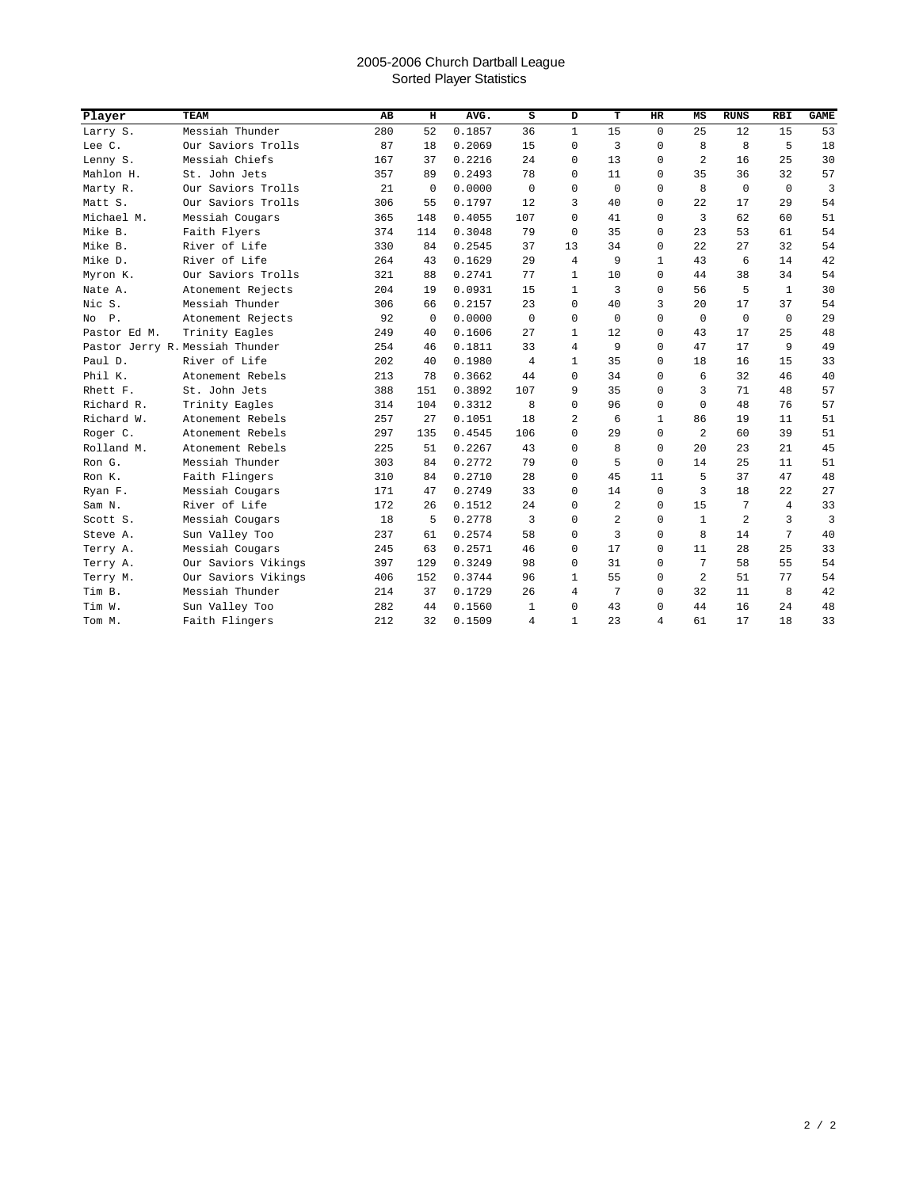2005-2006 Church Dartball League
Sorted Player Statistics

| Player | TEAM | AB | H | AVG. | S | D | T | HR | MS | RUNS | RBI | GAME |
|---|---|---|---|---|---|---|---|---|---|---|---|---|
| Larry S. | Messiah Thunder | 280 | 52 | 0.1857 | 36 | 1 | 15 | 0 | 25 | 12 | 15 | 53 |
| Lee C. | Our Saviors Trolls | 87 | 18 | 0.2069 | 15 | 0 | 3 | 0 | 8 | 8 | 5 | 18 |
| Lenny S. | Messiah Chiefs | 167 | 37 | 0.2216 | 24 | 0 | 13 | 0 | 2 | 16 | 25 | 30 |
| Mahlon H. | St. John Jets | 357 | 89 | 0.2493 | 78 | 0 | 11 | 0 | 35 | 36 | 32 | 57 |
| Marty R. | Our Saviors Trolls | 21 | 0 | 0.0000 | 0 | 0 | 0 | 0 | 8 | 0 | 0 | 3 |
| Matt S. | Our Saviors Trolls | 306 | 55 | 0.1797 | 12 | 3 | 40 | 0 | 22 | 17 | 29 | 54 |
| Michael M. | Messiah Cougars | 365 | 148 | 0.4055 | 107 | 0 | 41 | 0 | 3 | 62 | 60 | 51 |
| Mike B. | Faith Flyers | 374 | 114 | 0.3048 | 79 | 0 | 35 | 0 | 23 | 53 | 61 | 54 |
| Mike B. | River of Life | 330 | 84 | 0.2545 | 37 | 13 | 34 | 0 | 22 | 27 | 32 | 54 |
| Mike D. | River of Life | 264 | 43 | 0.1629 | 29 | 4 | 9 | 1 | 43 | 6 | 14 | 42 |
| Myron K. | Our Saviors Trolls | 321 | 88 | 0.2741 | 77 | 1 | 10 | 0 | 44 | 38 | 34 | 54 |
| Nate A. | Atonement Rejects | 204 | 19 | 0.0931 | 15 | 1 | 3 | 0 | 56 | 5 | 1 | 30 |
| Nic S. | Messiah Thunder | 306 | 66 | 0.2157 | 23 | 0 | 40 | 3 | 20 | 17 | 37 | 54 |
| No P. | Atonement Rejects | 92 | 0 | 0.0000 | 0 | 0 | 0 | 0 | 0 | 0 | 0 | 29 |
| Pastor Ed M. | Trinity Eagles | 249 | 40 | 0.1606 | 27 | 1 | 12 | 0 | 43 | 17 | 25 | 48 |
| Pastor Jerry R. | Messiah Thunder | 254 | 46 | 0.1811 | 33 | 4 | 9 | 0 | 47 | 17 | 9 | 49 |
| Paul D. | River of Life | 202 | 40 | 0.1980 | 4 | 1 | 35 | 0 | 18 | 16 | 15 | 33 |
| Phil K. | Atonement Rebels | 213 | 78 | 0.3662 | 44 | 0 | 34 | 0 | 6 | 32 | 46 | 40 |
| Rhett F. | St. John Jets | 388 | 151 | 0.3892 | 107 | 9 | 35 | 0 | 3 | 71 | 48 | 57 |
| Richard R. | Trinity Eagles | 314 | 104 | 0.3312 | 8 | 0 | 96 | 0 | 0 | 48 | 76 | 57 |
| Richard W. | Atonement Rebels | 257 | 27 | 0.1051 | 18 | 2 | 6 | 1 | 86 | 19 | 11 | 51 |
| Roger C. | Atonement Rebels | 297 | 135 | 0.4545 | 106 | 0 | 29 | 0 | 2 | 60 | 39 | 51 |
| Rolland M. | Atonement Rebels | 225 | 51 | 0.2267 | 43 | 0 | 8 | 0 | 20 | 23 | 21 | 45 |
| Ron G. | Messiah Thunder | 303 | 84 | 0.2772 | 79 | 0 | 5 | 0 | 14 | 25 | 11 | 51 |
| Ron K. | Faith Flingers | 310 | 84 | 0.2710 | 28 | 0 | 45 | 11 | 5 | 37 | 47 | 48 |
| Ryan F. | Messiah Cougars | 171 | 47 | 0.2749 | 33 | 0 | 14 | 0 | 3 | 18 | 22 | 27 |
| Sam N. | River of Life | 172 | 26 | 0.1512 | 24 | 0 | 2 | 0 | 15 | 7 | 4 | 33 |
| Scott S. | Messiah Cougars | 18 | 5 | 0.2778 | 3 | 0 | 2 | 0 | 1 | 2 | 3 | 3 |
| Steve A. | Sun Valley Too | 237 | 61 | 0.2574 | 58 | 0 | 3 | 0 | 8 | 14 | 7 | 40 |
| Terry A. | Messiah Cougars | 245 | 63 | 0.2571 | 46 | 0 | 17 | 0 | 11 | 28 | 25 | 33 |
| Terry A. | Our Saviors Vikings | 397 | 129 | 0.3249 | 98 | 0 | 31 | 0 | 7 | 58 | 55 | 54 |
| Terry M. | Our Saviors Vikings | 406 | 152 | 0.3744 | 96 | 1 | 55 | 0 | 2 | 51 | 77 | 54 |
| Tim B. | Messiah Thunder | 214 | 37 | 0.1729 | 26 | 4 | 7 | 0 | 32 | 11 | 8 | 42 |
| Tim W. | Sun Valley Too | 282 | 44 | 0.1560 | 1 | 0 | 43 | 0 | 44 | 16 | 24 | 48 |
| Tom M. | Faith Flingers | 212 | 32 | 0.1509 | 4 | 1 | 23 | 4 | 61 | 17 | 18 | 33 |